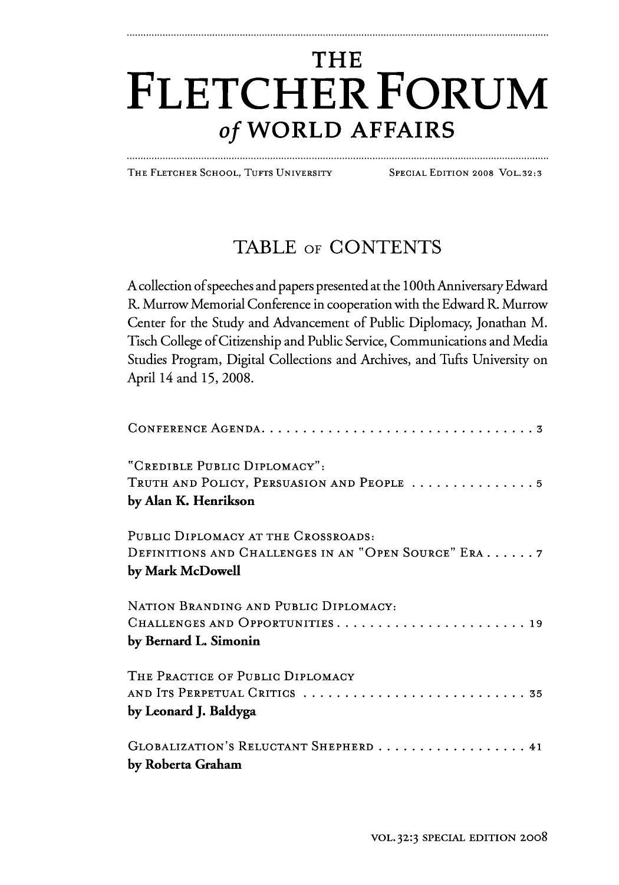# THE FLETCHER FORUM *of* WORLD AFFAIRS

THE FLETCHER SCHOOL, TUFTS UNIVERSITY SPECIAL EDITION 2008 VOL.32:3

## TABLE OF CONTENTS

A collection of speeches and papers presented at the 100th Anniversary Edward R. Murrow Memorial Conference in cooperation with the Edward R. Murrow Center for the Study and Advancement of Public Diplomacy, Jonathan M. Tisch College of Citizenship and Public Service, Communications and Media Studies Program, Digital Collections and Archives, and Tufts University on April 14 and 15, 2008.

CONFERENCE AGENDA . . . . . . . . . . . . . . . . . . . . . . . . . . . . . . . . . . 3

"CREDIBLE PUBLIC DIPLOMACY":
TRUTH AND POLICY, PERSUASION AND PEOPLE . . . . . . . . . . . . . . . 5
**by Alan K. Henrikson**

PUBLIC DIPLOMACY AT THE CROSSROADS:
DEFINITIONS AND CHALLENGES IN AN "OPEN SOURCE" ERA . . . . . . 7
**by Mark McDowell**

NATION BRANDING AND PUBLIC DIPLOMACY:
CHALLENGES AND OPPORTUNITIES . . . . . . . . . . . . . . . . . . . . . . . 19
**by Bernard L. Simonin**

THE PRACTICE OF PUBLIC DIPLOMACY
AND ITS PERPETUAL CRITICS . . . . . . . . . . . . . . . . . . . . . . . . . . . 35
**by Leonard J. Baldyga**

GLOBALIZATION'S RELUCTANT SHEPHERD . . . . . . . . . . . . . . . . . . 41
**by Roberta Graham**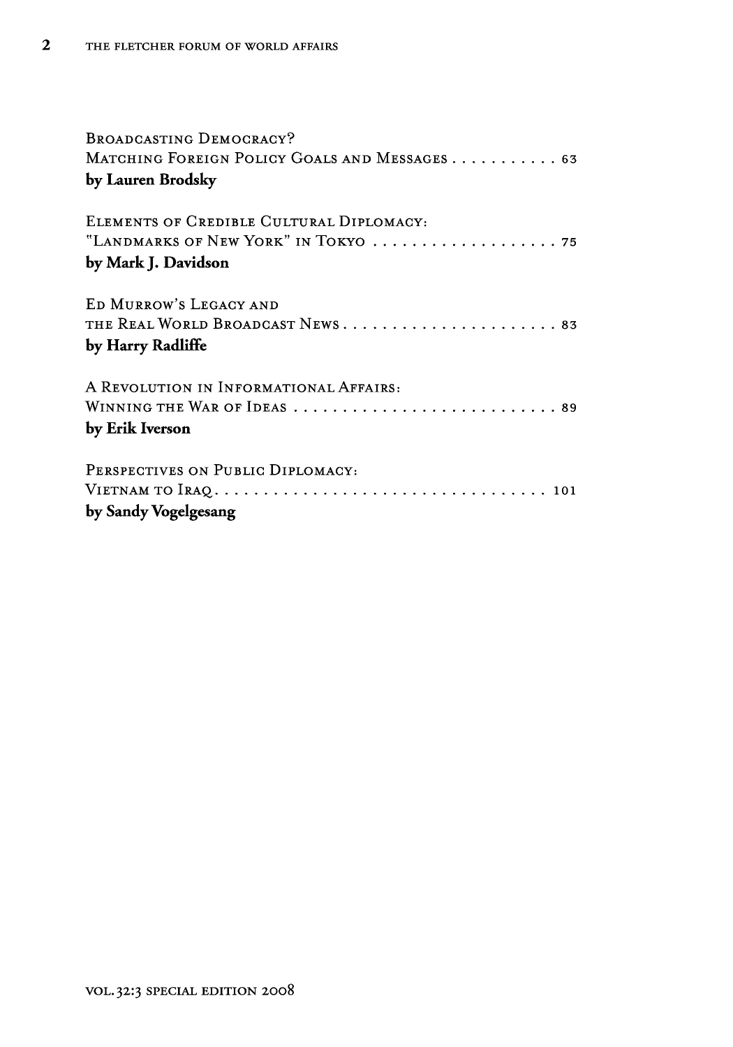Broadcasting Democracy?
Matching Foreign Policy Goals and Messages . . . . . . . . . . . 63
**by Lauren Brodsky**

Elements of Credible Cultural Diplomacy:
"Landmarks of New York" in Tokyo . . . . . . . . . . . . . . . . . . . 75
**by Mark J. Davidson**

Ed Murrow's Legacy and
the Real World Broadcast News . . . . . . . . . . . . . . . . . . . . . . 83
**by Harry Radliffe**

A Revolution in Informational Affairs:
Winning the War of Ideas . . . . . . . . . . . . . . . . . . . . . . . . . . . 89
**by Erik Iverson**

Perspectives on Public Diplomacy:
Vietnam to Iraq . . . . . . . . . . . . . . . . . . . . . . . . . . . . . . . . . 101
**by Sandy Vogelgesang**